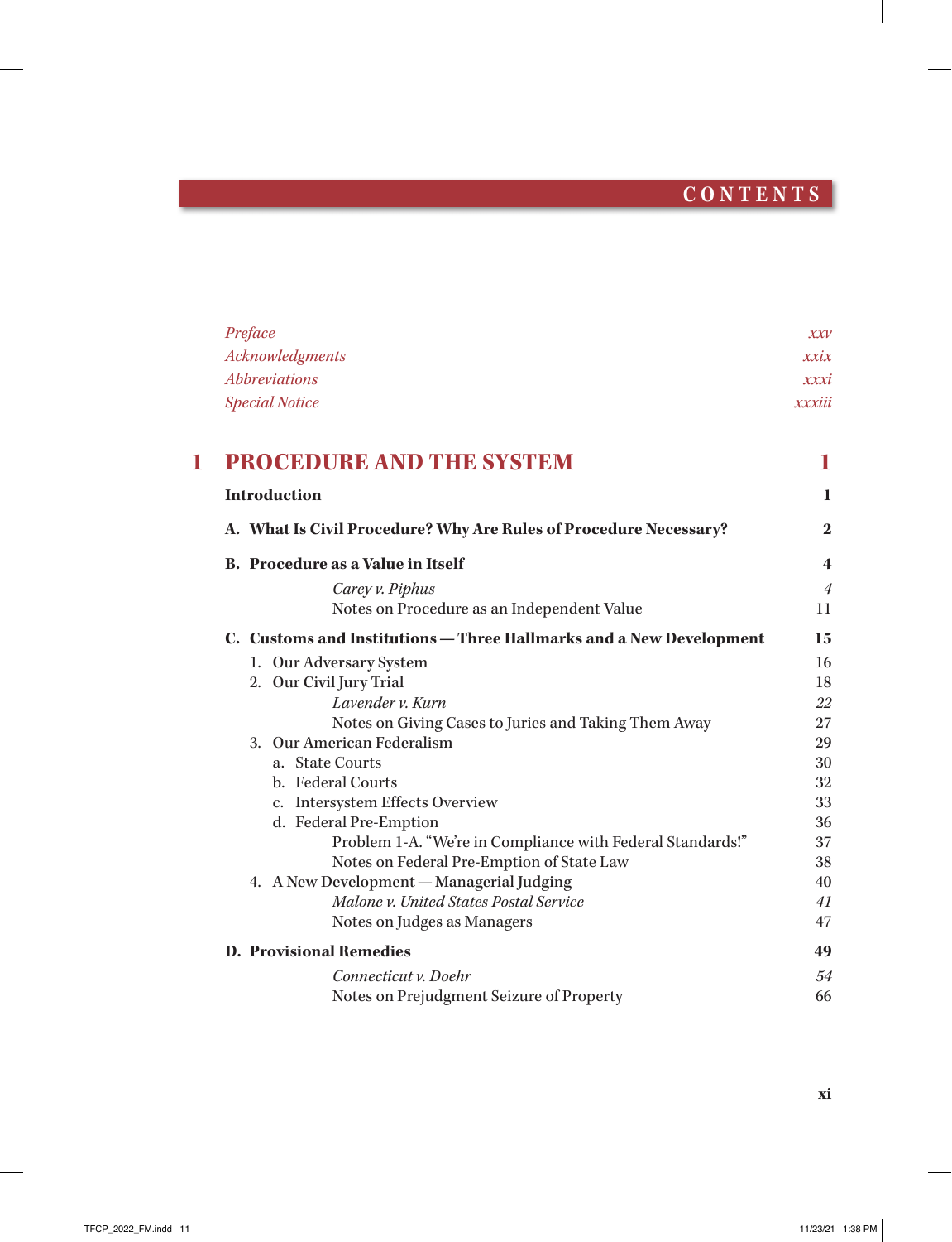# CONTENTS

| | |
|---|---|
| *Preface* | *xxv* |
| *Acknowledgments* | *xxix* |
| *Abbreviations* | *xxxi* |
| *Special Notice* | *xxxiii* |

## 1 PROCEDURE AND THE SYSTEM — 1

**Introduction** — **1**

**A. What Is Civil Procedure? Why Are Rules of Procedure Necessary?** — **2**

**B. Procedure as a Value in Itself** — **4**

- *Carey v. Piphus* — *4*
- Notes on Procedure as an Independent Value — 11

**C. Customs and Institutions — Three Hallmarks and a New Development** — **15**

1. Our Adversary System — 16
2. Our Civil Jury Trial — 18
   - *Lavender v. Kurn* — *22*
   - Notes on Giving Cases to Juries and Taking Them Away — 27
3. Our American Federalism — 29
   - a. State Courts — 30
   - b. Federal Courts — 32
   - c. Intersystem Effects Overview — 33
   - d. Federal Pre-Emption — 36
     - Problem 1-A. "We're in Compliance with Federal Standards!" — 37
     - Notes on Federal Pre-Emption of State Law — 38
4. A New Development — Managerial Judging — 40
   - *Malone v. United States Postal Service* — *41*
   - Notes on Judges as Managers — 47

**D. Provisional Remedies** — **49**

- *Connecticut v. Doehr* — *54*
- Notes on Prejudgment Seizure of Property — 66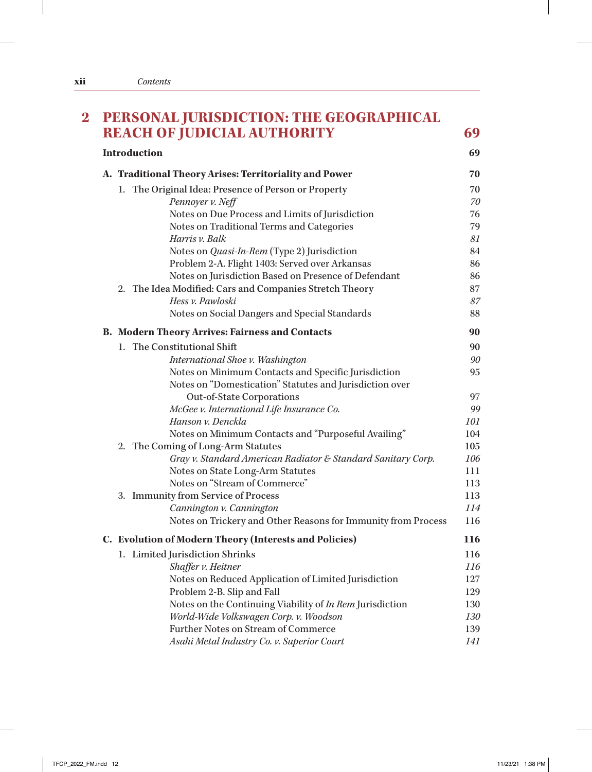# 2 PERSONAL JURISDICTION: THE GEOGRAPHICAL REACH OF JUDICIAL AUTHORITY 69

**Introduction** **69**

**A. Traditional Theory Arises: Territoriality and Power** **70**

1. The Original Idea: Presence of Person or Property 70
   - *Pennoyer v. Neff* *70*
   - Notes on Due Process and Limits of Jurisdiction 76
   - Notes on Traditional Terms and Categories 79
   - *Harris v. Balk* *81*
   - Notes on *Quasi-In-Rem* (Type 2) Jurisdiction 84
   - Problem 2-A. Flight 1403: Served over Arkansas 86
   - Notes on Jurisdiction Based on Presence of Defendant 86
2. The Idea Modified: Cars and Companies Stretch Theory 87
   - *Hess v. Pawloski* *87*
   - Notes on Social Dangers and Special Standards 88

**B. Modern Theory Arrives: Fairness and Contacts** **90**

1. The Constitutional Shift 90
   - *International Shoe v. Washington* *90*
   - Notes on Minimum Contacts and Specific Jurisdiction 95
   - Notes on "Domestication" Statutes and Jurisdiction over Out-of-State Corporations 97
   - *McGee v. International Life Insurance Co.* *99*
   - *Hanson v. Denckla* *101*
   - Notes on Minimum Contacts and "Purposeful Availing" 104
2. The Coming of Long-Arm Statutes 105
   - *Gray v. Standard American Radiator & Standard Sanitary Corp.* *106*
   - Notes on State Long-Arm Statutes 111
   - Notes on "Stream of Commerce" 113
3. Immunity from Service of Process 113
   - *Cannington v. Cannington* *114*
   - Notes on Trickery and Other Reasons for Immunity from Process 116

**C. Evolution of Modern Theory (Interests and Policies)** **116**

1. Limited Jurisdiction Shrinks 116
   - *Shaffer v. Heitner* *116*
   - Notes on Reduced Application of Limited Jurisdiction 127
   - Problem 2-B. Slip and Fall 129
   - Notes on the Continuing Viability of *In Rem* Jurisdiction 130
   - *World-Wide Volkswagen Corp. v. Woodson* *130*
   - Further Notes on Stream of Commerce 139
   - *Asahi Metal Industry Co. v. Superior Court* *141*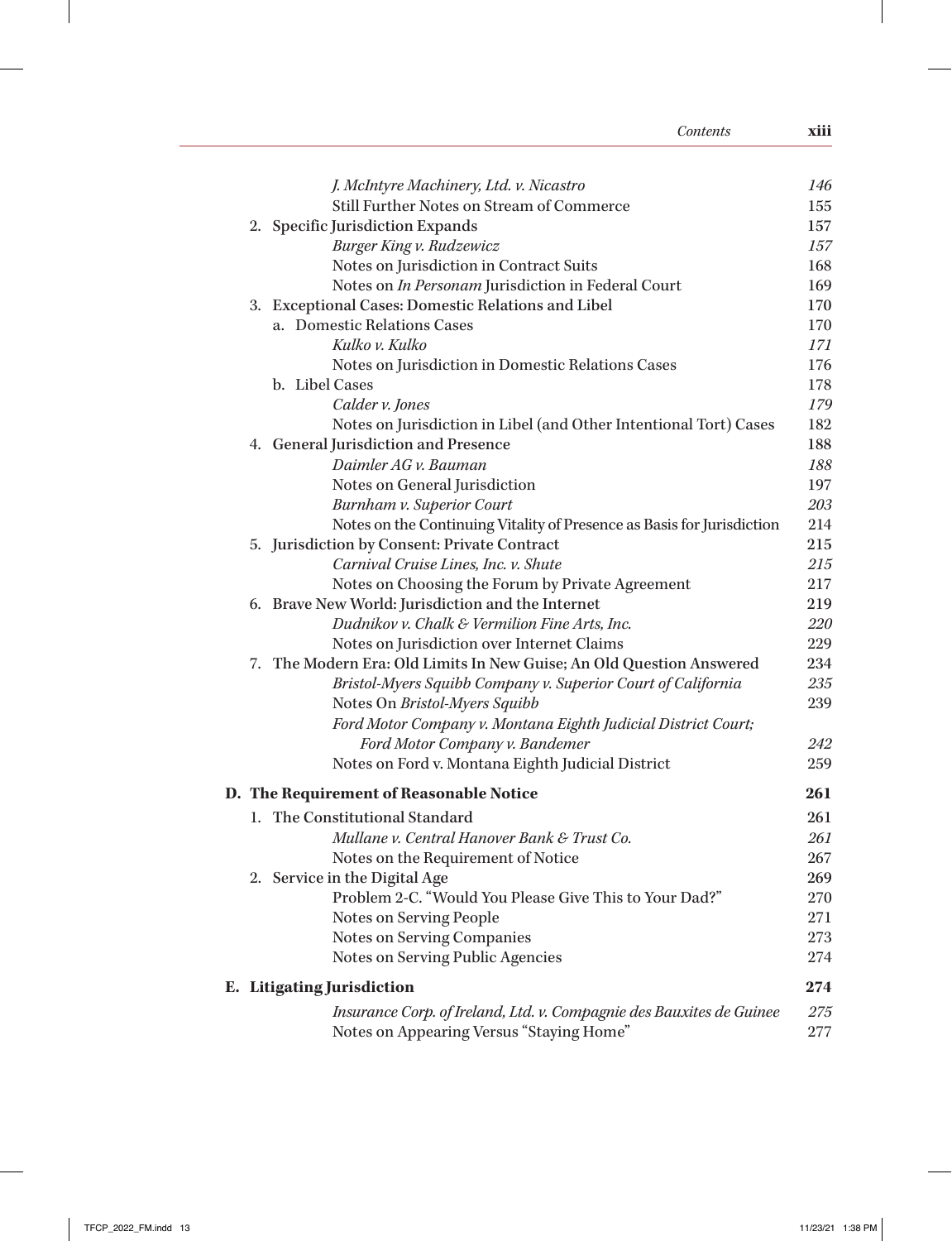*J. McIntyre Machinery, Ltd. v. Nicastro* 146
Still Further Notes on Stream of Commerce 155

2. Specific Jurisdiction Expands 157
   *Burger King v. Rudzewicz* 157
   Notes on Jurisdiction in Contract Suits 168
   Notes on *In Personam* Jurisdiction in Federal Court 169
3. Exceptional Cases: Domestic Relations and Libel 170
   a. Domestic Relations Cases 170
      *Kulko v. Kulko* 171
      Notes on Jurisdiction in Domestic Relations Cases 176
   b. Libel Cases 178
      *Calder v. Jones* 179
      Notes on Jurisdiction in Libel (and Other Intentional Tort) Cases 182
4. General Jurisdiction and Presence 188
   *Daimler AG v. Bauman* 188
   Notes on General Jurisdiction 197
   *Burnham v. Superior Court* 203
   Notes on the Continuing Vitality of Presence as Basis for Jurisdiction 214
5. Jurisdiction by Consent: Private Contract 215
   *Carnival Cruise Lines, Inc. v. Shute* 215
   Notes on Choosing the Forum by Private Agreement 217
6. Brave New World: Jurisdiction and the Internet 219
   *Dudnikov v. Chalk & Vermilion Fine Arts, Inc.* 220
   Notes on Jurisdiction over Internet Claims 229
7. The Modern Era: Old Limits In New Guise; An Old Question Answered 234
   *Bristol-Myers Squibb Company v. Superior Court of California* 235
   Notes On *Bristol-Myers Squibb* 239
   *Ford Motor Company v. Montana Eighth Judicial District Court; Ford Motor Company v. Bandemer* 242
   Notes on Ford v. Montana Eighth Judicial District 259

**D. The Requirement of Reasonable Notice** **261**

1. The Constitutional Standard 261
   *Mullane v. Central Hanover Bank & Trust Co.* 261
   Notes on the Requirement of Notice 267
2. Service in the Digital Age 269
   Problem 2-C. "Would You Please Give This to Your Dad?" 270
   Notes on Serving People 271
   Notes on Serving Companies 273
   Notes on Serving Public Agencies 274

**E. Litigating Jurisdiction** **274**

*Insurance Corp. of Ireland, Ltd. v. Compagnie des Bauxites de Guinee* 275
Notes on Appearing Versus "Staying Home" 277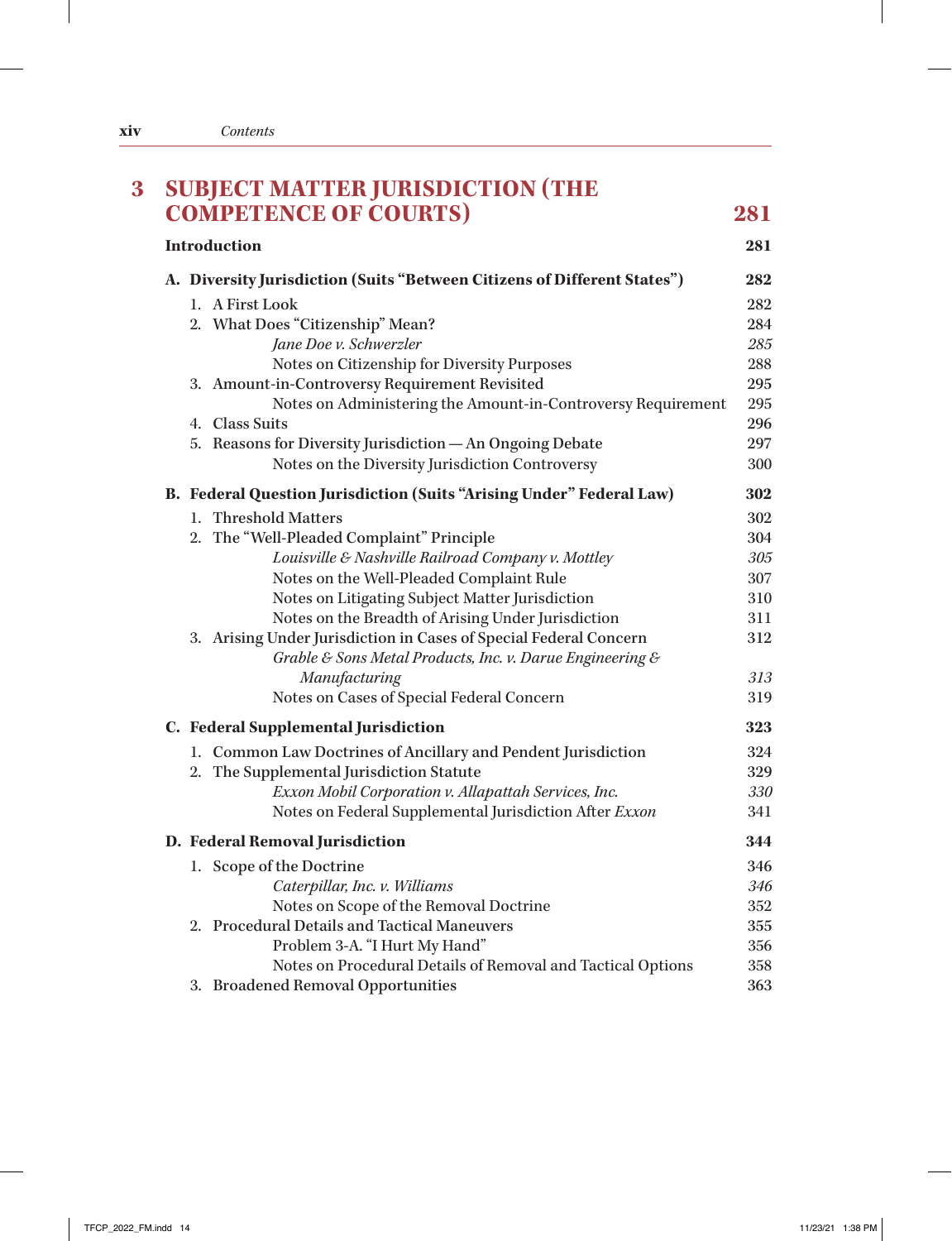## 3 SUBJECT MATTER JURISDICTION (THE COMPETENCE OF COURTS) 281

**Introduction** 281

**A. Diversity Jurisdiction (Suits "Between Citizens of Different States")** 282

1. A First Look 282
2. What Does "Citizenship" Mean? 284
   - *Jane Doe v. Schwerzler* 285
   - Notes on Citizenship for Diversity Purposes 288
3. Amount-in-Controversy Requirement Revisited 295
   - Notes on Administering the Amount-in-Controversy Requirement 295
4. Class Suits 296
5. Reasons for Diversity Jurisdiction — An Ongoing Debate 297
   - Notes on the Diversity Jurisdiction Controversy 300

**B. Federal Question Jurisdiction (Suits "Arising Under" Federal Law)** 302

1. Threshold Matters 302
2. The "Well-Pleaded Complaint" Principle 304
   - *Louisville & Nashville Railroad Company v. Mottley* 305
   - Notes on the Well-Pleaded Complaint Rule 307
   - Notes on Litigating Subject Matter Jurisdiction 310
   - Notes on the Breadth of Arising Under Jurisdiction 311
3. Arising Under Jurisdiction in Cases of Special Federal Concern 312
   - *Grable & Sons Metal Products, Inc. v. Darue Engineering & Manufacturing* 313
   - Notes on Cases of Special Federal Concern 319

**C. Federal Supplemental Jurisdiction** 323

1. Common Law Doctrines of Ancillary and Pendent Jurisdiction 324
2. The Supplemental Jurisdiction Statute 329
   - *Exxon Mobil Corporation v. Allapattah Services, Inc.* 330
   - Notes on Federal Supplemental Jurisdiction After *Exxon* 341

**D. Federal Removal Jurisdiction** 344

1. Scope of the Doctrine 346
   - *Caterpillar, Inc. v. Williams* 346
   - Notes on Scope of the Removal Doctrine 352
2. Procedural Details and Tactical Maneuvers 355
   - Problem 3-A. "I Hurt My Hand" 356
   - Notes on Procedural Details of Removal and Tactical Options 358
3. Broadened Removal Opportunities 363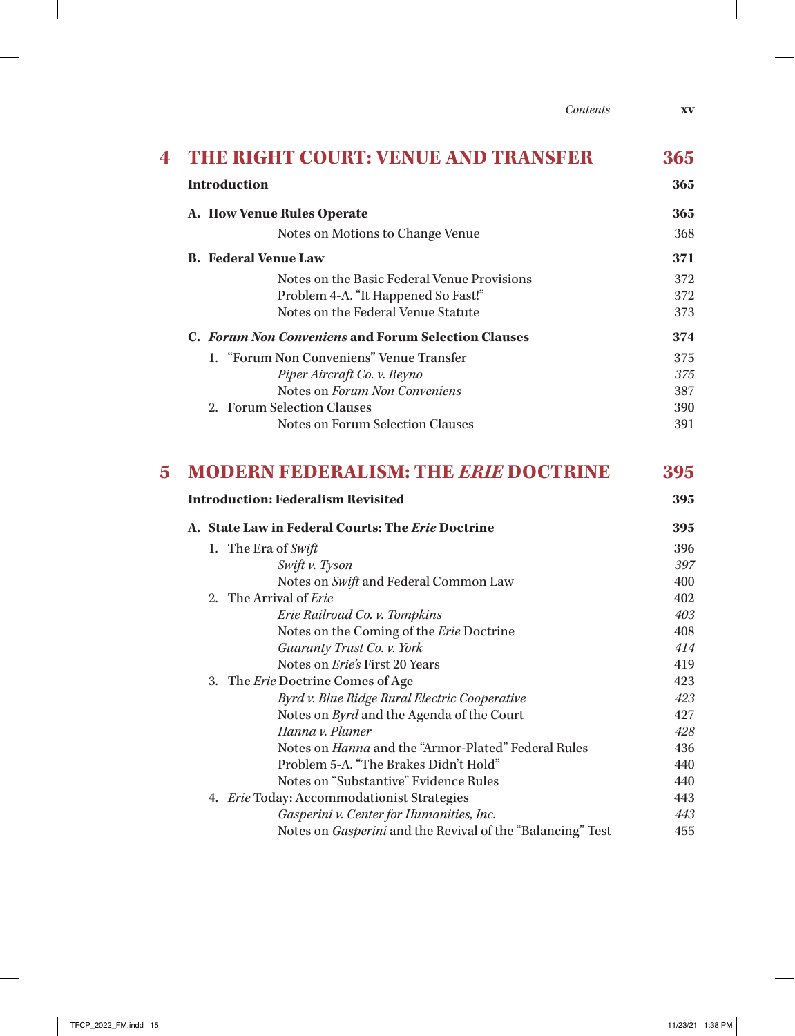# 4 THE RIGHT COURT: VENUE AND TRANSFER — 365

**Introduction** — **365**

**A. How Venue Rules Operate** — **365**

Notes on Motions to Change Venue — 368

**B. Federal Venue Law** — **371**

Notes on the Basic Federal Venue Provisions — 372
Problem 4-A. "It Happened So Fast!" — 372
Notes on the Federal Venue Statute — 373

**C. *Forum Non Conveniens* and Forum Selection Clauses** — **374**

1. "Forum Non Conveniens" Venue Transfer — 375
   *Piper Aircraft Co. v. Reyno* — *375*
   Notes on *Forum Non Conveniens* — 387
2. Forum Selection Clauses — 390
   Notes on Forum Selection Clauses — 391

# 5 MODERN FEDERALISM: THE *ERIE* DOCTRINE — 395

**Introduction: Federalism Revisited** — **395**

**A. State Law in Federal Courts: The *Erie* Doctrine** — **395**

1. The Era of *Swift* — 396
   *Swift v. Tyson* — *397*
   Notes on *Swift* and Federal Common Law — 400
2. The Arrival of *Erie* — 402
   *Erie Railroad Co. v. Tompkins* — *403*
   Notes on the Coming of the *Erie* Doctrine — 408
   *Guaranty Trust Co. v. York* — *414*
   Notes on *Erie's* First 20 Years — 419
3. The *Erie* Doctrine Comes of Age — 423
   *Byrd v. Blue Ridge Rural Electric Cooperative* — *423*
   Notes on *Byrd* and the Agenda of the Court — 427
   *Hanna v. Plumer* — *428*
   Notes on *Hanna* and the "Armor-Plated" Federal Rules — 436
   Problem 5-A. "The Brakes Didn't Hold" — 440
   Notes on "Substantive" Evidence Rules — 440
4. *Erie* Today: Accommodationist Strategies — 443
   *Gasperini v. Center for Humanities, Inc.* — *443*
   Notes on *Gasperini* and the Revival of the "Balancing" Test — 455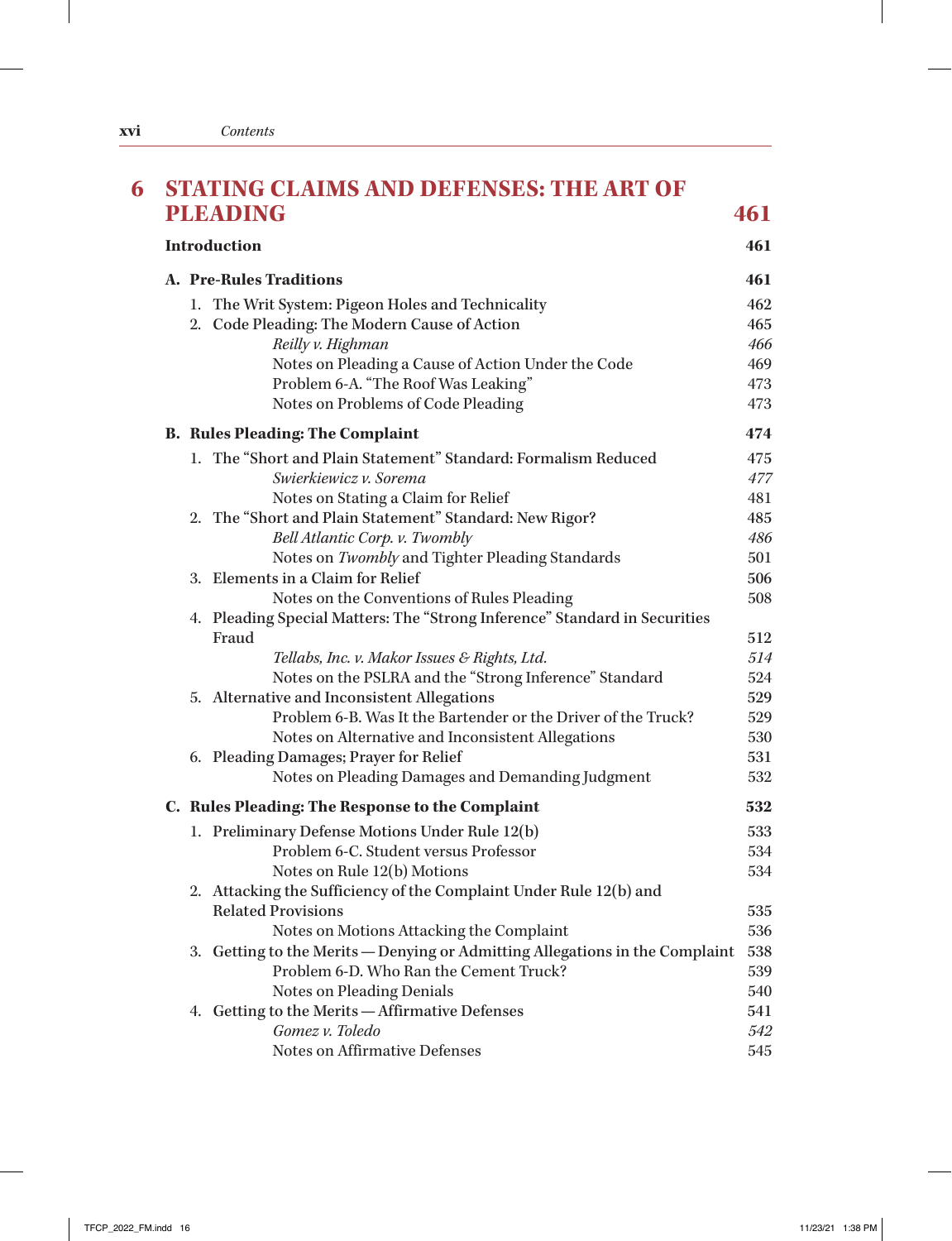## 6 STATING CLAIMS AND DEFENSES: THE ART OF PLEADING — 461

**Introduction** — 461

**A. Pre-Rules Traditions** — 461

1. The Writ System: Pigeon Holes and Technicality — 462
2. Code Pleading: The Modern Cause of Action — 465
   - *Reilly v. Highman* — *466*
   - Notes on Pleading a Cause of Action Under the Code — 469
   - Problem 6-A. "The Roof Was Leaking" — 473
   - Notes on Problems of Code Pleading — 473

**B. Rules Pleading: The Complaint** — 474

1. The "Short and Plain Statement" Standard: Formalism Reduced — 475
   - *Swierkiewicz v. Sorema* — *477*
   - Notes on Stating a Claim for Relief — 481
2. The "Short and Plain Statement" Standard: New Rigor? — 485
   - *Bell Atlantic Corp. v. Twombly* — *486*
   - Notes on *Twombly* and Tighter Pleading Standards — 501
3. Elements in a Claim for Relief — 506
   - Notes on the Conventions of Rules Pleading — 508
4. Pleading Special Matters: The "Strong Inference" Standard in Securities Fraud — 512
   - *Tellabs, Inc. v. Makor Issues & Rights, Ltd.* — *514*
   - Notes on the PSLRA and the "Strong Inference" Standard — 524
5. Alternative and Inconsistent Allegations — 529
   - Problem 6-B. Was It the Bartender or the Driver of the Truck? — 529
   - Notes on Alternative and Inconsistent Allegations — 530
6. Pleading Damages; Prayer for Relief — 531
   - Notes on Pleading Damages and Demanding Judgment — 532

**C. Rules Pleading: The Response to the Complaint** — 532

1. Preliminary Defense Motions Under Rule 12(b) — 533
   - Problem 6-C. Student versus Professor — 534
   - Notes on Rule 12(b) Motions — 534
2. Attacking the Sufficiency of the Complaint Under Rule 12(b) and Related Provisions — 535
   - Notes on Motions Attacking the Complaint — 536
3. Getting to the Merits — Denying or Admitting Allegations in the Complaint — 538
   - Problem 6-D. Who Ran the Cement Truck? — 539
   - Notes on Pleading Denials — 540
4. Getting to the Merits — Affirmative Defenses — 541
   - *Gomez v. Toledo* — *542*
   - Notes on Affirmative Defenses — 545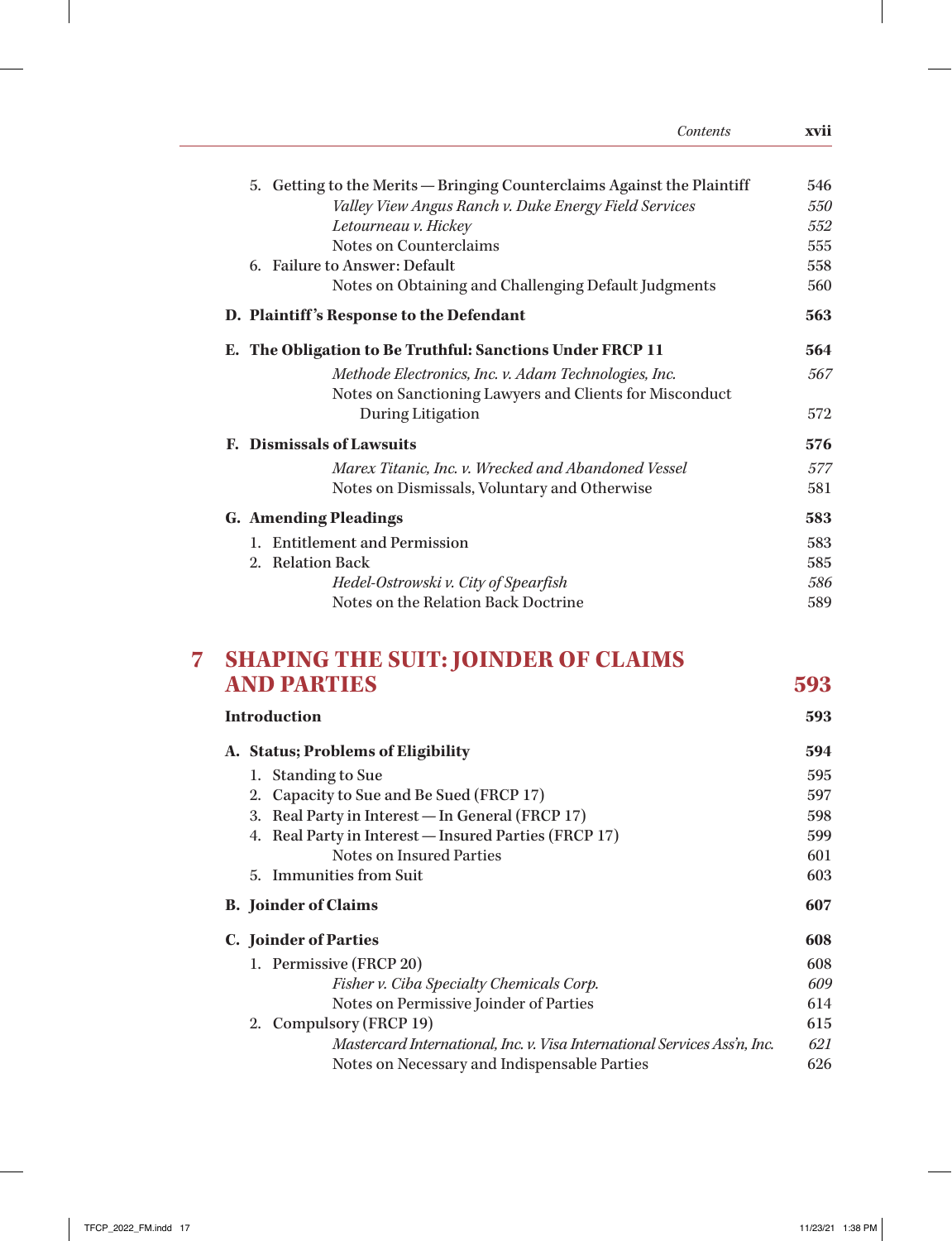5. Getting to the Merits — Bringing Counterclaims Against the Plaintiff 546
   - *Valley View Angus Ranch v. Duke Energy Field Services* *550*
   - *Letourneau v. Hickey* *552*
   - Notes on Counterclaims 555

6. Failure to Answer: Default 558
   - Notes on Obtaining and Challenging Default Judgments 560

**D. Plaintiff's Response to the Defendant** **563**

**E. The Obligation to Be Truthful: Sanctions Under FRCP 11** **564**
   - *Methode Electronics, Inc. v. Adam Technologies, Inc.* *567*
   - Notes on Sanctioning Lawyers and Clients for Misconduct During Litigation 572

**F. Dismissals of Lawsuits** **576**
   - *Marex Titanic, Inc. v. Wrecked and Abandoned Vessel* *577*
   - Notes on Dismissals, Voluntary and Otherwise 581

**G. Amending Pleadings** **583**

1. Entitlement and Permission 583
2. Relation Back 585
   - *Hedel-Ostrowski v. City of Spearfish* *586*
   - Notes on the Relation Back Doctrine 589

# 7 SHAPING THE SUIT: JOINDER OF CLAIMS AND PARTIES 593

**Introduction** **593**

**A. Status; Problems of Eligibility** **594**

1. Standing to Sue 595
2. Capacity to Sue and Be Sued (FRCP 17) 597
3. Real Party in Interest — In General (FRCP 17) 598
4. Real Party in Interest — Insured Parties (FRCP 17) 599
   - Notes on Insured Parties 601
5. Immunities from Suit 603

**B. Joinder of Claims** **607**

**C. Joinder of Parties** **608**

1. Permissive (FRCP 20) 608
   - *Fisher v. Ciba Specialty Chemicals Corp.* *609*
   - Notes on Permissive Joinder of Parties 614
2. Compulsory (FRCP 19) 615
   - *Mastercard International, Inc. v. Visa International Services Ass'n, Inc.* *621*
   - Notes on Necessary and Indispensable Parties 626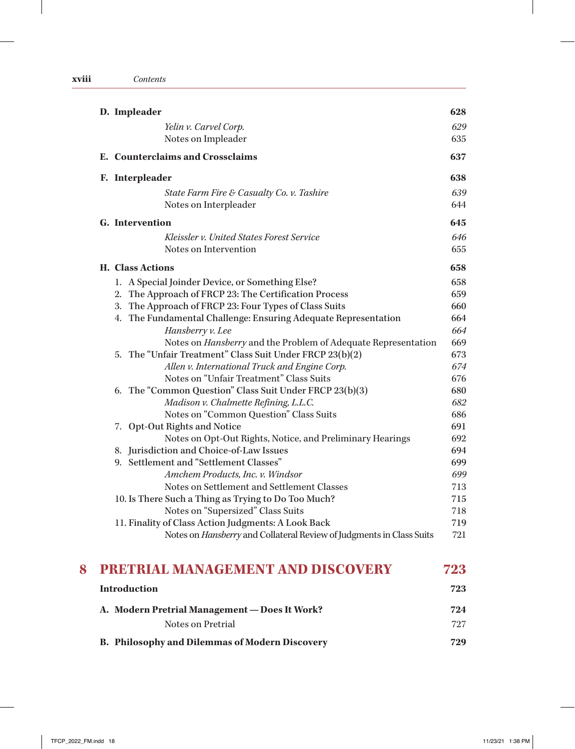**D. Impleader** 628

*Yelin v. Carvel Corp.* 629

Notes on Impleader 635

**E. Counterclaims and Crossclaims** 637

**F. Interpleader** 638

*State Farm Fire & Casualty Co. v. Tashire* 639

Notes on Interpleader 644

**G. Intervention** 645

*Kleissler v. United States Forest Service* 646

Notes on Intervention 655

**H. Class Actions** 658

1. A Special Joinder Device, or Something Else? 658
2. The Approach of FRCP 23: The Certification Process 659
3. The Approach of FRCP 23: Four Types of Class Suits 660
4. The Fundamental Challenge: Ensuring Adequate Representation 664

   *Hansberry v. Lee* 664

   Notes on *Hansberry* and the Problem of Adequate Representation 669

5. The "Unfair Treatment" Class Suit Under FRCP 23(b)(2) 673

   *Allen v. International Truck and Engine Corp.* 674

   Notes on "Unfair Treatment" Class Suits 676

6. The "Common Question" Class Suit Under FRCP 23(b)(3) 680

   *Madison v. Chalmette Refining, L.L.C.* 682

   Notes on "Common Question" Class Suits 686

7. Opt-Out Rights and Notice 691

   Notes on Opt-Out Rights, Notice, and Preliminary Hearings 692

8. Jurisdiction and Choice-of-Law Issues 694
9. Settlement and "Settlement Classes" 699

   *Amchem Products, Inc. v. Windsor* 699

   Notes on Settlement and Settlement Classes 713

10. Is There Such a Thing as Trying to Do Too Much? 715

    Notes on "Supersized" Class Suits 718

11. Finality of Class Action Judgments: A Look Back 719

    Notes on *Hansberry* and Collateral Review of Judgments in Class Suits 721

## 8 PRETRIAL MANAGEMENT AND DISCOVERY 723

**Introduction** 723

**A. Modern Pretrial Management — Does It Work?** 724

Notes on Pretrial 727

**B. Philosophy and Dilemmas of Modern Discovery** 729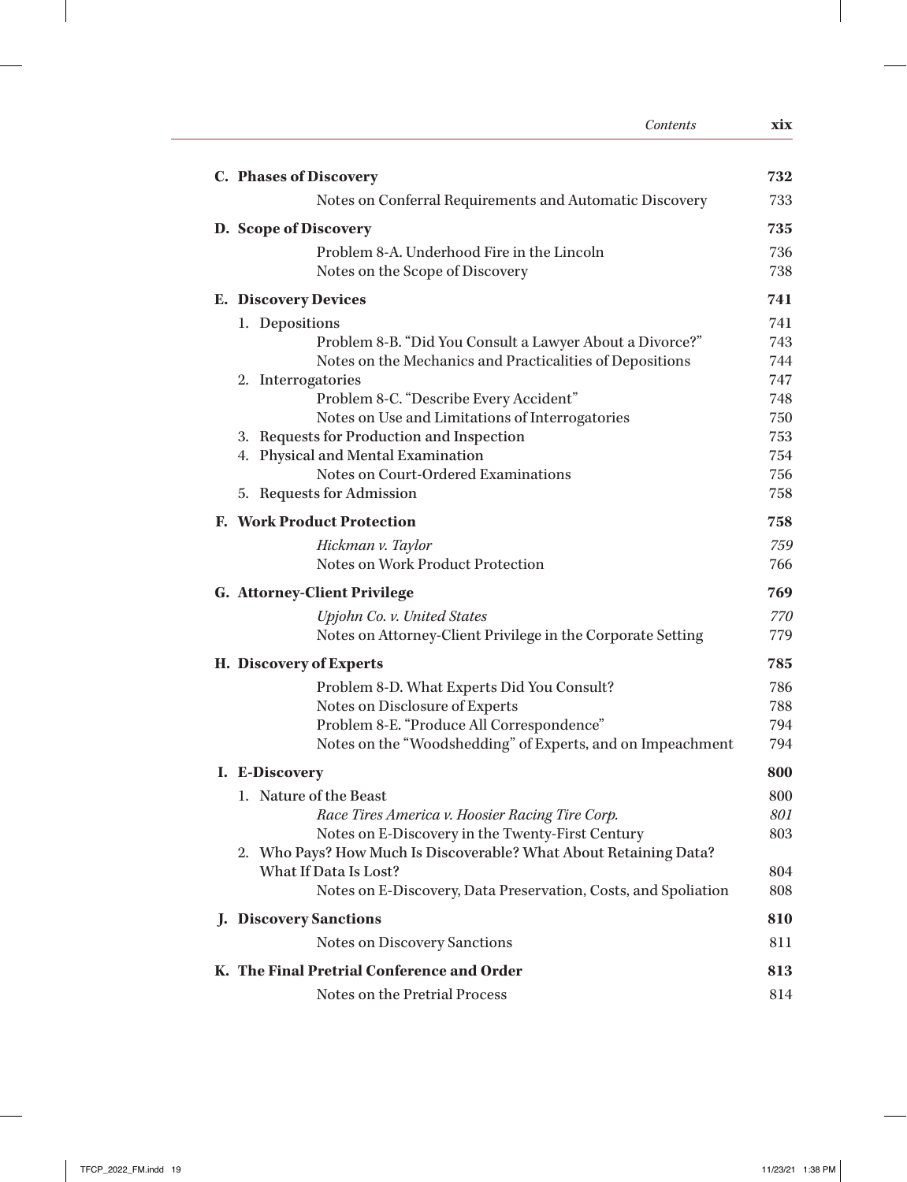| | |
|---|---|
| **C. Phases of Discovery** | **732** |
| Notes on Conferral Requirements and Automatic Discovery | 733 |
| **D. Scope of Discovery** | **735** |
| Problem 8-A. Underhood Fire in the Lincoln | 736 |
| Notes on the Scope of Discovery | 738 |
| **E. Discovery Devices** | **741** |
| 1. Depositions | 741 |
| Problem 8-B. "Did You Consult a Lawyer About a Divorce?" | 743 |
| Notes on the Mechanics and Practicalities of Depositions | 744 |
| 2. Interrogatories | 747 |
| Problem 8-C. "Describe Every Accident" | 748 |
| Notes on Use and Limitations of Interrogatories | 750 |
| 3. Requests for Production and Inspection | 753 |
| 4. Physical and Mental Examination | 754 |
| Notes on Court-Ordered Examinations | 756 |
| 5. Requests for Admission | 758 |
| **F. Work Product Protection** | **758** |
| *Hickman v. Taylor* | *759* |
| Notes on Work Product Protection | 766 |
| **G. Attorney-Client Privilege** | **769** |
| *Upjohn Co. v. United States* | *770* |
| Notes on Attorney-Client Privilege in the Corporate Setting | 779 |
| **H. Discovery of Experts** | **785** |
| Problem 8-D. What Experts Did You Consult? | 786 |
| Notes on Disclosure of Experts | 788 |
| Problem 8-E. "Produce All Correspondence" | 794 |
| Notes on the "Woodshedding" of Experts, and on Impeachment | 794 |
| **I. E-Discovery** | **800** |
| 1. Nature of the Beast | 800 |
| *Race Tires America v. Hoosier Racing Tire Corp.* | *801* |
| Notes on E-Discovery in the Twenty-First Century | 803 |
| 2. Who Pays? How Much Is Discoverable? What About Retaining Data? What If Data Is Lost? | 804 |
| Notes on E-Discovery, Data Preservation, Costs, and Spoliation | 808 |
| **J. Discovery Sanctions** | **810** |
| Notes on Discovery Sanctions | 811 |
| **K. The Final Pretrial Conference and Order** | **813** |
| Notes on the Pretrial Process | 814 |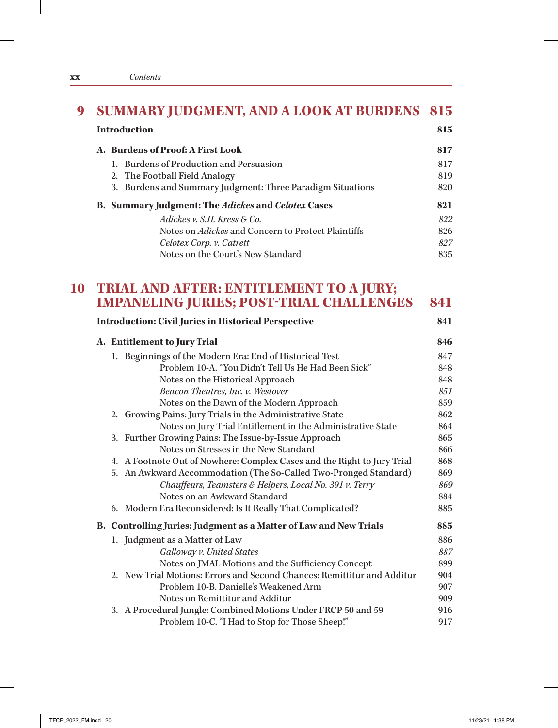# 9 SUMMARY JUDGMENT, AND A LOOK AT BURDENS 815

**Introduction** 815

**A. Burdens of Proof: A First Look** 817

1. Burdens of Production and Persuasion 817
2. The Football Field Analogy 819
3. Burdens and Summary Judgment: Three Paradigm Situations 820

**B. Summary Judgment: The *Adickes* and *Celotex* Cases** 821

*Adickes v. S.H. Kress & Co.* 822
Notes on *Adickes* and Concern to Protect Plaintiffs 826
*Celotex Corp. v. Catrett* 827
Notes on the Court's New Standard 835

# 10 TRIAL AND AFTER: ENTITLEMENT TO A JURY; IMPANELING JURIES; POST-TRIAL CHALLENGES 841

**Introduction: Civil Juries in Historical Perspective** 841

**A. Entitlement to Jury Trial** 846

1. Beginnings of the Modern Era: End of Historical Test 847
   Problem 10-A. "You Didn't Tell Us He Had Been Sick" 848
   Notes on the Historical Approach 848
   *Beacon Theatres, Inc. v. Westover* 851
   Notes on the Dawn of the Modern Approach 859
2. Growing Pains: Jury Trials in the Administrative State 862
   Notes on Jury Trial Entitlement in the Administrative State 864
3. Further Growing Pains: The Issue-by-Issue Approach 865
   Notes on Stresses in the New Standard 866
4. A Footnote Out of Nowhere: Complex Cases and the Right to Jury Trial 868
5. An Awkward Accommodation (The So-Called Two-Pronged Standard) 869
   *Chauffeurs, Teamsters & Helpers, Local No. 391 v. Terry* 869
   Notes on an Awkward Standard 884
6. Modern Era Reconsidered: Is It Really That Complicated? 885

**B. Controlling Juries: Judgment as a Matter of Law and New Trials** 885

1. Judgment as a Matter of Law 886
   *Galloway v. United States* 887
   Notes on JMAL Motions and the Sufficiency Concept 899
2. New Trial Motions: Errors and Second Chances; Remittitur and Additur 904
   Problem 10-B. Danielle's Weakened Arm 907
   Notes on Remittitur and Additur 909
3. A Procedural Jungle: Combined Motions Under FRCP 50 and 59 916
   Problem 10-C. "I Had to Stop for Those Sheep!" 917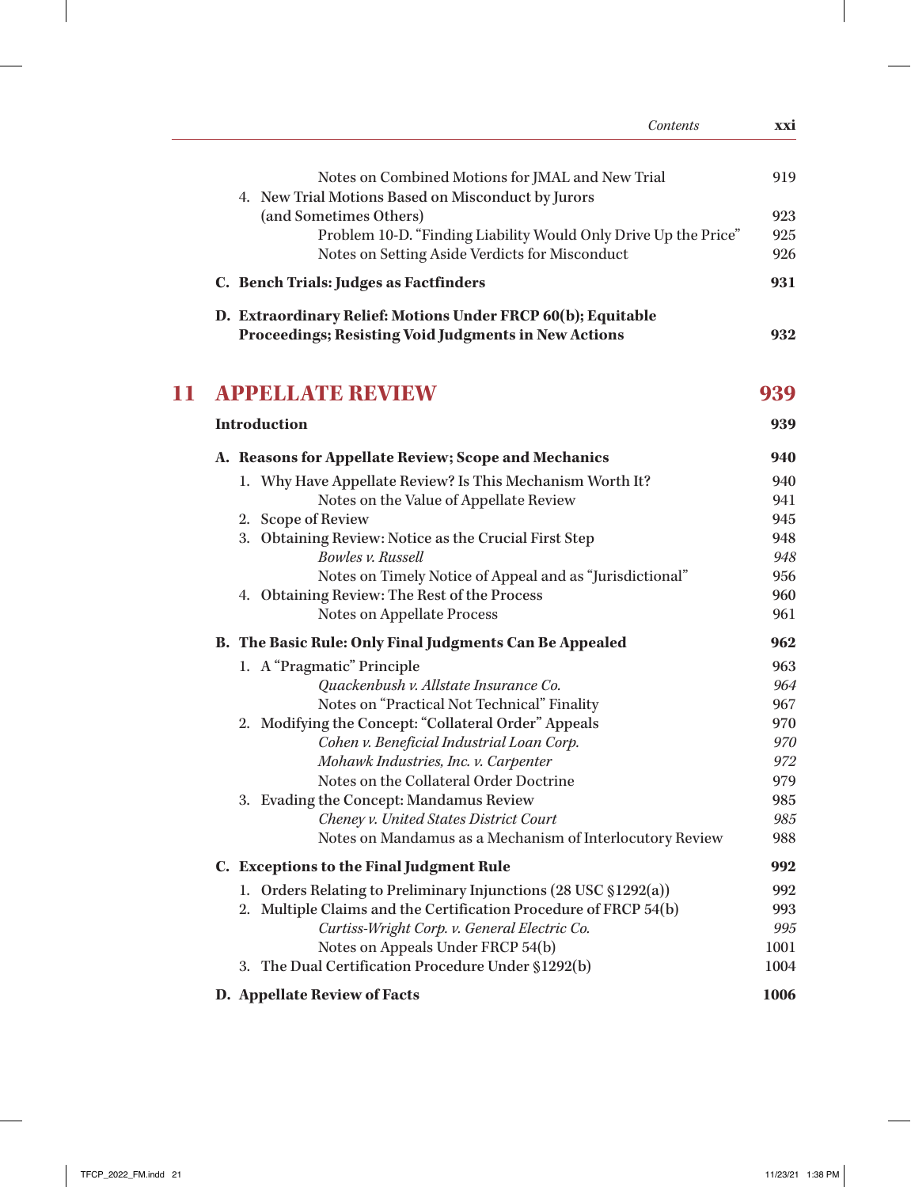Notes on Combined Motions for JMAL and New Trial 919

4. New Trial Motions Based on Misconduct by Jurors (and Sometimes Others) 923

Problem 10-D. "Finding Liability Would Only Drive Up the Price" 925

Notes on Setting Aside Verdicts for Misconduct 926

**C. Bench Trials: Judges as Factfinders** **931**

**D. Extraordinary Relief: Motions Under FRCP 60(b); Equitable Proceedings; Resisting Void Judgments in New Actions** **932**

# 11 APPELLATE REVIEW 939

**Introduction** **939**

**A. Reasons for Appellate Review; Scope and Mechanics** **940**

1. Why Have Appellate Review? Is This Mechanism Worth It? 940

Notes on the Value of Appellate Review 941

2. Scope of Review 945

3. Obtaining Review: Notice as the Crucial First Step 948

*Bowles v. Russell* *948*

Notes on Timely Notice of Appeal and as "Jurisdictional" 956

4. Obtaining Review: The Rest of the Process 960

Notes on Appellate Process 961

**B. The Basic Rule: Only Final Judgments Can Be Appealed** **962**

1. A "Pragmatic" Principle 963

*Quackenbush v. Allstate Insurance Co.* *964*

Notes on "Practical Not Technical" Finality 967

2. Modifying the Concept: "Collateral Order" Appeals 970

*Cohen v. Beneficial Industrial Loan Corp.* *970*

*Mohawk Industries, Inc. v. Carpenter* *972*

Notes on the Collateral Order Doctrine 979

3. Evading the Concept: Mandamus Review 985

*Cheney v. United States District Court* *985*

Notes on Mandamus as a Mechanism of Interlocutory Review 988

**C. Exceptions to the Final Judgment Rule** **992**

1. Orders Relating to Preliminary Injunctions (28 USC §1292(a)) 992

2. Multiple Claims and the Certification Procedure of FRCP 54(b) 993

*Curtiss-Wright Corp. v. General Electric Co.* *995*

Notes on Appeals Under FRCP 54(b) 1001

3. The Dual Certification Procedure Under §1292(b) 1004

**D. Appellate Review of Facts** **1006**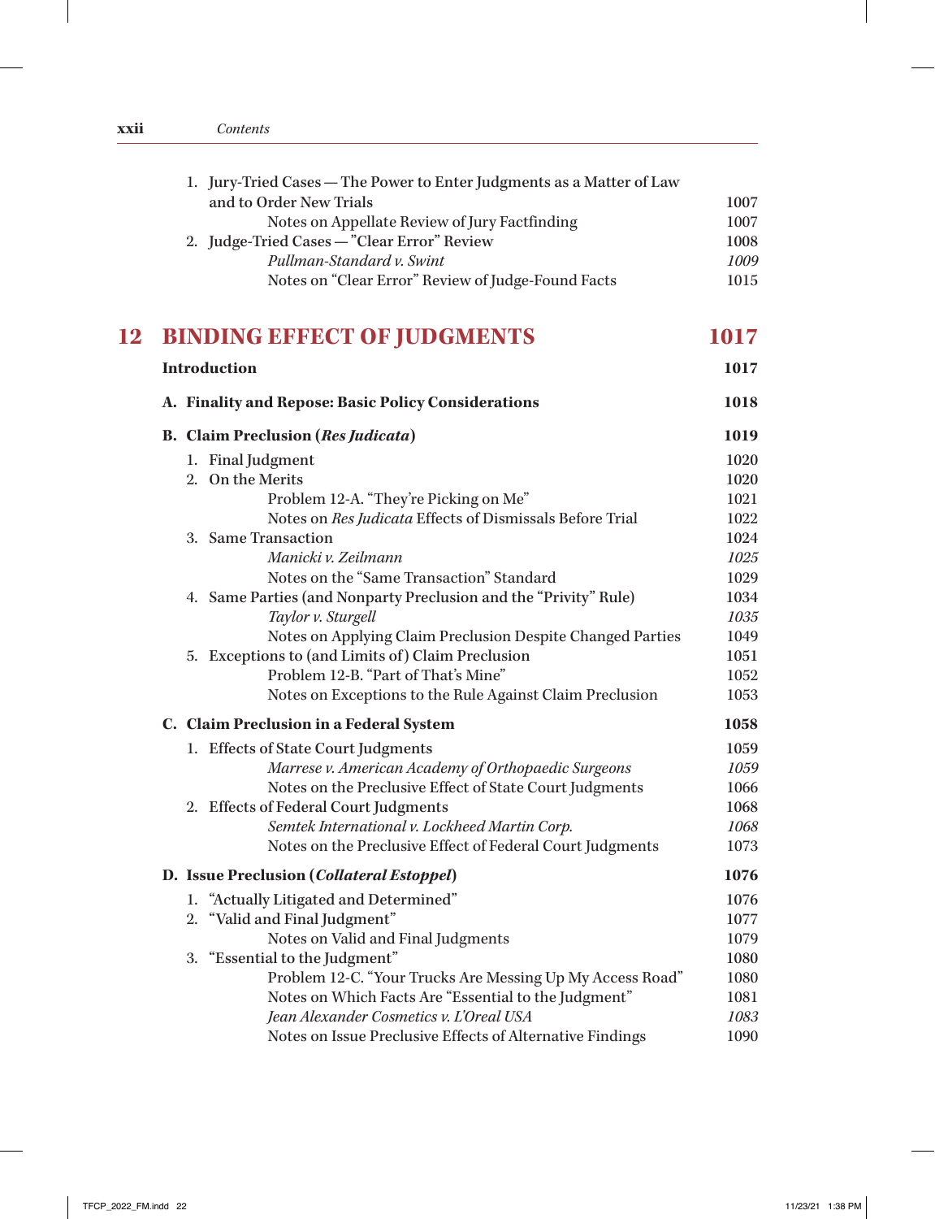1. Jury-Tried Cases — The Power to Enter Judgments as a Matter of Law and to Order New Trials 1007
   - Notes on Appellate Review of Jury Factfinding 1007
2. Judge-Tried Cases — "Clear Error" Review 1008
   - *Pullman-Standard v. Swint* *1009*
   - Notes on "Clear Error" Review of Judge-Found Facts 1015

# 12 BINDING EFFECT OF JUDGMENTS 1017

**Introduction** **1017**

**A. Finality and Repose: Basic Policy Considerations** **1018**

**B. Claim Preclusion (*Res Judicata*)** **1019**

1. Final Judgment 1020
2. On the Merits 1020
   - Problem 12-A. "They're Picking on Me" 1021
   - Notes on *Res Judicata* Effects of Dismissals Before Trial 1022
3. Same Transaction 1024
   - *Manicki v. Zeilmann* *1025*
   - Notes on the "Same Transaction" Standard 1029
4. Same Parties (and Nonparty Preclusion and the "Privity" Rule) 1034
   - *Taylor v. Sturgell* *1035*
   - Notes on Applying Claim Preclusion Despite Changed Parties 1049
5. Exceptions to (and Limits of) Claim Preclusion 1051
   - Problem 12-B. "Part of That's Mine" 1052
   - Notes on Exceptions to the Rule Against Claim Preclusion 1053

**C. Claim Preclusion in a Federal System** **1058**

1. Effects of State Court Judgments 1059
   - *Marrese v. American Academy of Orthopaedic Surgeons* *1059*
   - Notes on the Preclusive Effect of State Court Judgments 1066
2. Effects of Federal Court Judgments 1068
   - *Semtek International v. Lockheed Martin Corp.* *1068*
   - Notes on the Preclusive Effect of Federal Court Judgments 1073

**D. Issue Preclusion (*Collateral Estoppel*)** **1076**

1. "Actually Litigated and Determined" 1076
2. "Valid and Final Judgment" 1077
   - Notes on Valid and Final Judgments 1079
3. "Essential to the Judgment" 1080
   - Problem 12-C. "Your Trucks Are Messing Up My Access Road" 1080
   - Notes on Which Facts Are "Essential to the Judgment" 1081
   - *Jean Alexander Cosmetics v. L'Oreal USA* *1083*
   - Notes on Issue Preclusive Effects of Alternative Findings 1090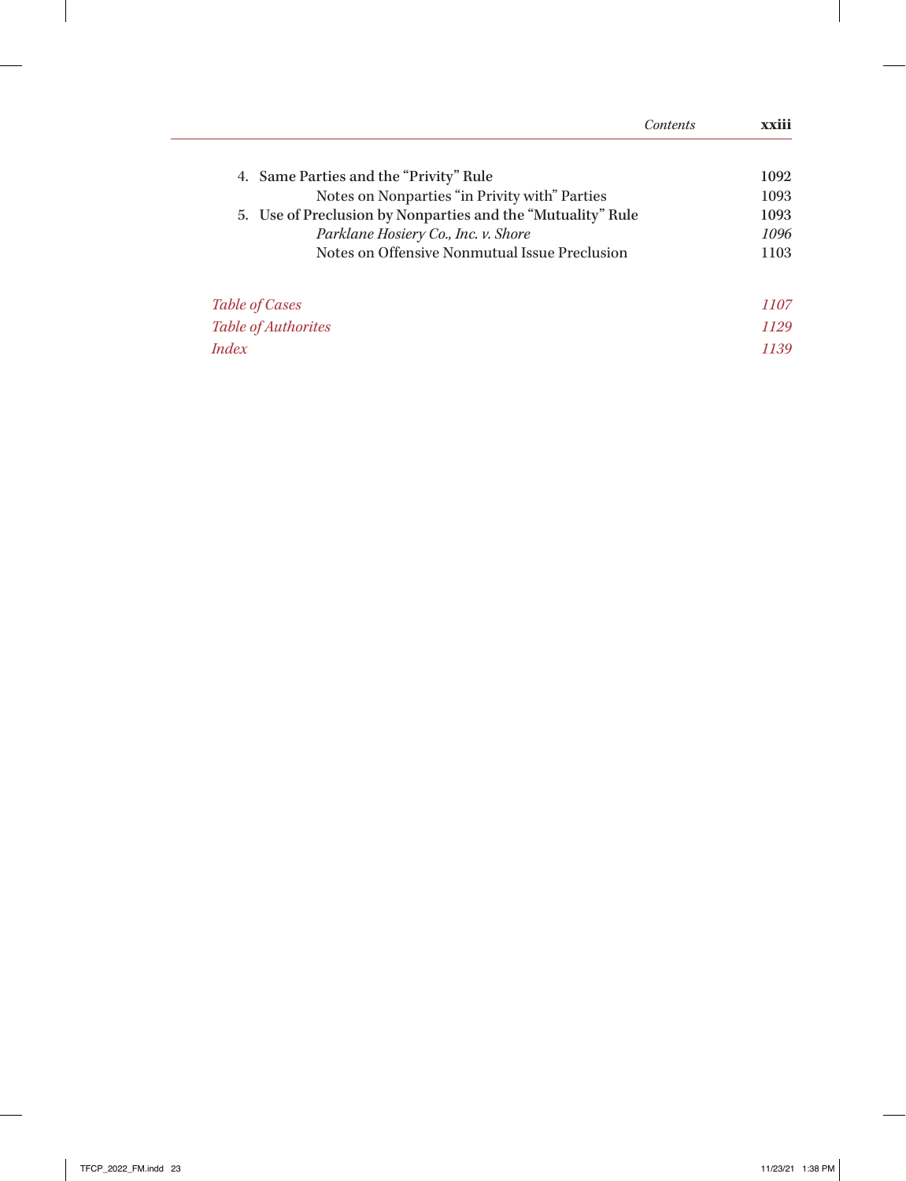| | |
|---|---|
| 4. Same Parties and the "Privity" Rule | 1092 |
| Notes on Nonparties "in Privity with" Parties | 1093 |
| 5. Use of Preclusion by Nonparties and the "Mutuality" Rule | 1093 |
| *Parklane Hosiery Co., Inc. v. Shore* | *1096* |
| Notes on Offensive Nonmutual Issue Preclusion | 1103 |
| | |
| *Table of Cases* | *1107* |
| *Table of Authorities* | *1129* |
| *Index* | *1139* |